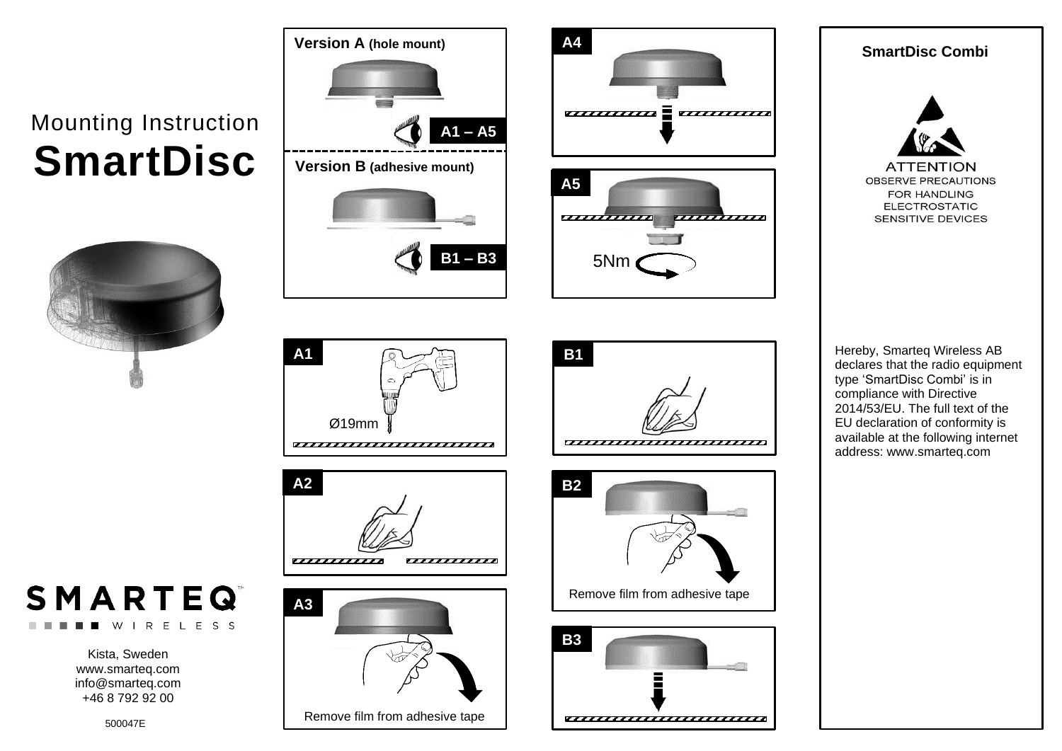Mounting Instruction

# SmartDisc

**Version A** **(hole mount)**

**A1 – A5**

**Version B** **(adhesive mount)**

**B1 – B3**

**A1**

Ø19mm

**A2**

**A3**

Remove film from adhesive tape

**A4**

**A5**

5Nm

**B1**

**B2**

Remove film from adhesive tape

**B3**

## SmartDisc Combi

ATTENTION
OBSERVE PRECAUTIONS
FOR HANDLING
ELECTROSTATIC
SENSITIVE DEVICES

Hereby, Smarteq Wireless AB declares that the radio equipment type 'SmartDisc Combi' is in compliance with Directive 2014/53/EU. The full text of the EU declaration of conformity is available at the following internet address: www.smarteq.com

SMARTEQ™
WIRELESS

Kista, Sweden
www.smarteq.com
info@smarteq.com
+46 8 792 92 00

500047E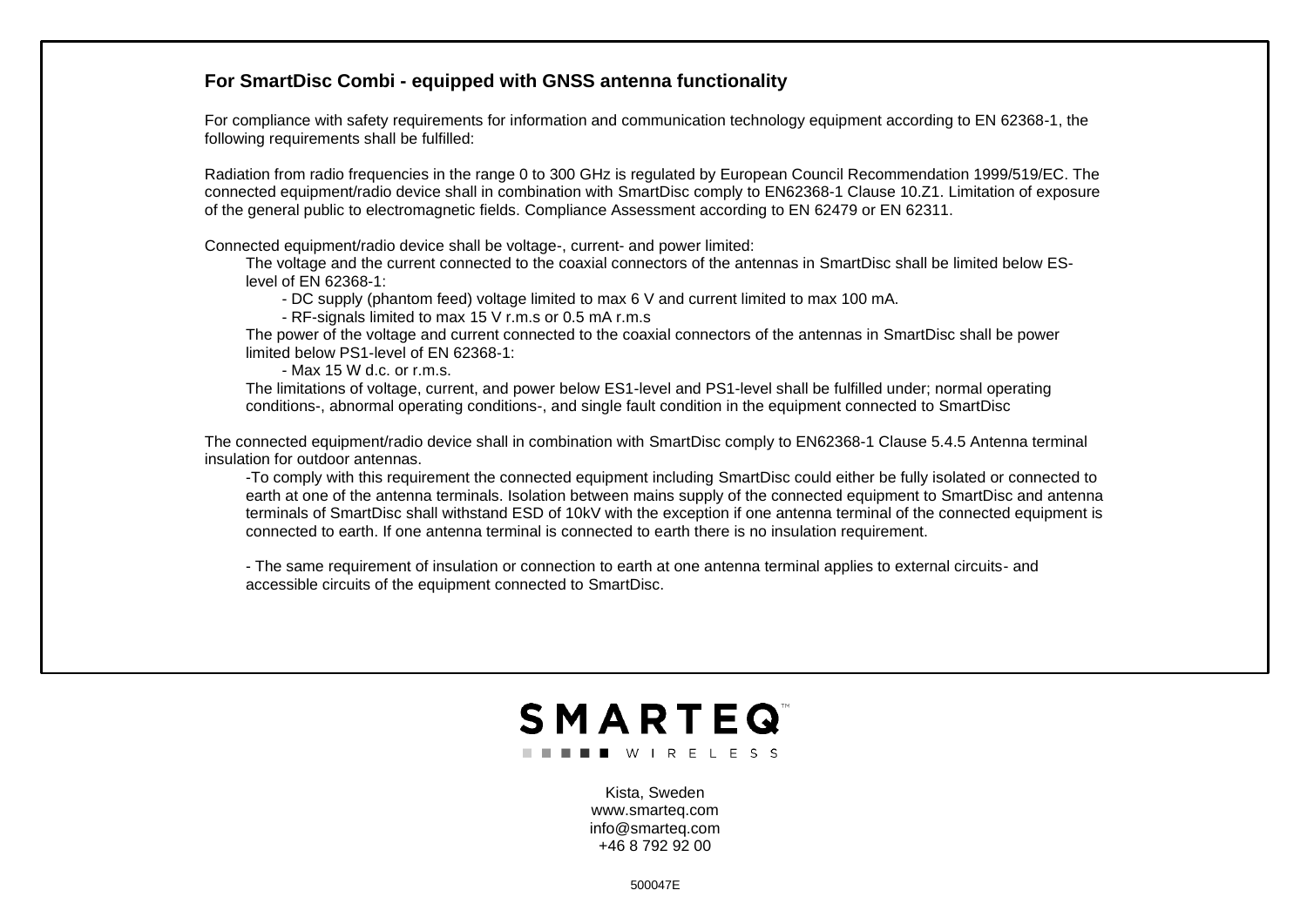## For SmartDisc Combi - equipped with GNSS antenna functionality

For compliance with safety requirements for information and communication technology equipment according to EN 62368-1, the following requirements shall be fulfilled:

Radiation from radio frequencies in the range 0 to 300 GHz is regulated by European Council Recommendation 1999/519/EC. The connected equipment/radio device shall in combination with SmartDisc comply to EN62368-1 Clause 10.Z1. Limitation of exposure of the general public to electromagnetic fields. Compliance Assessment according to EN 62479 or EN 62311.

Connected equipment/radio device shall be voltage-, current- and power limited:

The voltage and the current connected to the coaxial connectors of the antennas in SmartDisc shall be limited below ES-level of EN 62368-1:

- DC supply (phantom feed) voltage limited to max 6 V and current limited to max 100 mA.
- RF-signals limited to max 15 V r.m.s or 0.5 mA r.m.s

The power of the voltage and current connected to the coaxial connectors of the antennas in SmartDisc shall be power limited below PS1-level of EN 62368-1:

- Max 15 W d.c. or r.m.s.

The limitations of voltage, current, and power below ES1-level and PS1-level shall be fulfilled under; normal operating conditions-, abnormal operating conditions-, and single fault condition in the equipment connected to SmartDisc

The connected equipment/radio device shall in combination with SmartDisc comply to EN62368-1 Clause 5.4.5 Antenna terminal insulation for outdoor antennas.

-To comply with this requirement the connected equipment including SmartDisc could either be fully isolated or connected to earth at one of the antenna terminals. Isolation between mains supply of the connected equipment to SmartDisc and antenna terminals of SmartDisc shall withstand ESD of 10kV with the exception if one antenna terminal of the connected equipment is connected to earth. If one antenna terminal is connected to earth there is no insulation requirement.

- The same requirement of insulation or connection to earth at one antenna terminal applies to external circuits- and accessible circuits of the equipment connected to SmartDisc.

SMARTEQ™
WIRELESS

Kista, Sweden
www.smarteq.com
info@smarteq.com
+46 8 792 92 00

500047E